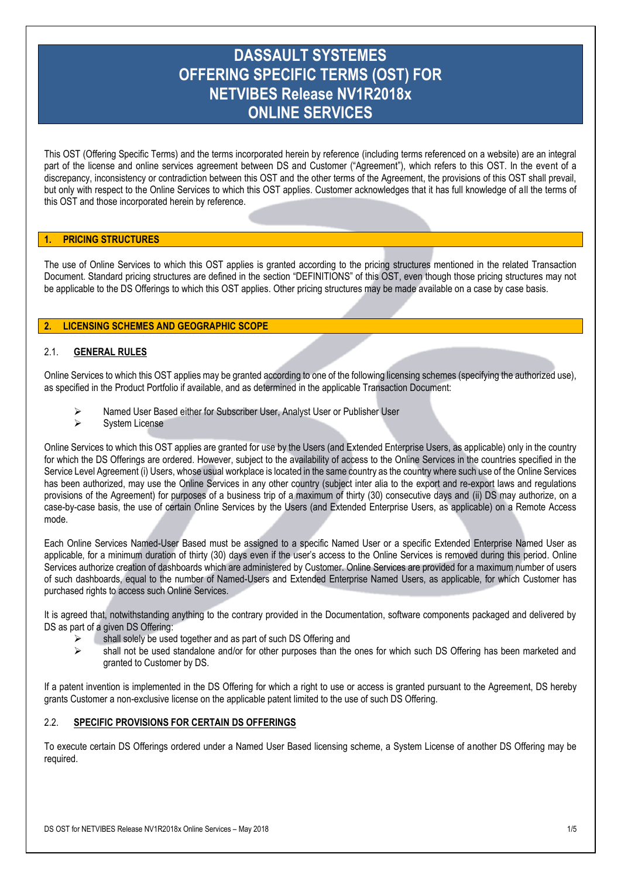# DASSAULT SYSTEMES OFFERING SPECIFIC TERMS (OST) FOR NETVIBES Release NV1R2018x ONLINE SERVICES

This OST (Offering Specific Terms) and the terms incorporated herein by reference (including terms referenced on a website) are an integral part of the license and online services agreement between DS and Customer ("Agreement"), which refers to this OST. In the event of a discrepancy, inconsistency or contradiction between this OST and the other terms of the Agreement, the provisions of this OST shall prevail, but only with respect to the Online Services to which this OST applies. Customer acknowledges that it has full knowledge of all the terms of this OST and those incorporated herein by reference.

## 1. PRICING STRUCTURES

The use of Online Services to which this OST applies is granted according to the pricing structures mentioned in the related Transaction Document. Standard pricing structures are defined in the section "DEFINITIONS" of this OST, even though those pricing structures may not be applicable to the DS Offerings to which this OST applies. Other pricing structures may be made available on a case by case basis.

## 2. LICENSING SCHEMES AND GEOGRAPHIC SCOPE

### 2.1. GENERAL RULES

Online Services to which this OST applies may be granted according to one of the following licensing schemes (specifying the authorized use), as specified in the Product Portfolio if available, and as determined in the applicable Transaction Document:

- Named User Based either for Subscriber User, Analyst User or Publisher User
- System License

Online Services to which this OST applies are granted for use by the Users (and Extended Enterprise Users, as applicable) only in the country for which the DS Offerings are ordered. However, subject to the availability of access to the Online Services in the countries specified in the Service Level Agreement (i) Users, whose usual workplace is located in the same country as the country where such use of the Online Services has been authorized, may use the Online Services in any other country (subject inter alia to the export and re-export laws and regulations provisions of the Agreement) for purposes of a business trip of a maximum of thirty (30) consecutive days and (ii) DS may authorize, on a case-by-case basis, the use of certain Online Services by the Users (and Extended Enterprise Users, as applicable) on a Remote Access mode.

Each Online Services Named-User Based must be assigned to a specific Named User or a specific Extended Enterprise Named User as applicable, for a minimum duration of thirty (30) days even if the user's access to the Online Services is removed during this period. Online Services authorize creation of dashboards which are administered by Customer. Online Services are provided for a maximum number of users of such dashboards, equal to the number of Named-Users and Extended Enterprise Named Users, as applicable, for which Customer has purchased rights to access such Online Services.

It is agreed that, notwithstanding anything to the contrary provided in the Documentation, software components packaged and delivered by DS as part of a given DS Offering:

- shall solely be used together and as part of such DS Offering and
- shall not be used standalone and/or for other purposes than the ones for which such DS Offering has been marketed and granted to Customer by DS.

If a patent invention is implemented in the DS Offering for which a right to use or access is granted pursuant to the Agreement, DS hereby grants Customer a non-exclusive license on the applicable patent limited to the use of such DS Offering.

### 2.2. SPECIFIC PROVISIONS FOR CERTAIN DS OFFERINGS

To execute certain DS Offerings ordered under a Named User Based licensing scheme, a System License of another DS Offering may be required.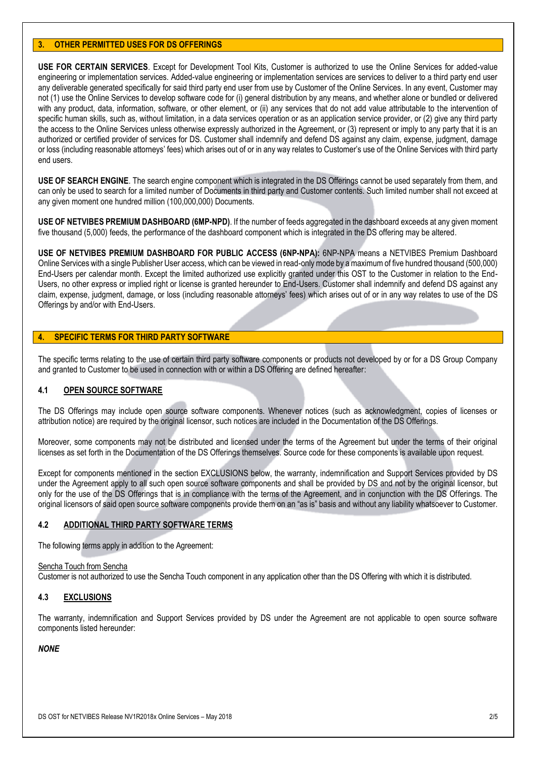## 3. OTHER PERMITTED USES FOR DS OFFERINGS

**USE FOR CERTAIN SERVICES**. Except for Development Tool Kits, Customer is authorized to use the Online Services for added-value engineering or implementation services. Added-value engineering or implementation services are services to deliver to a third party end user any deliverable generated specifically for said third party end user from use by Customer of the Online Services. In any event, Customer may not (1) use the Online Services to develop software code for (i) general distribution by any means, and whether alone or bundled or delivered with any product, data, information, software, or other element, or (ii) any services that do not add value attributable to the intervention of specific human skills, such as, without limitation, in a data services operation or as an application service provider, or (2) give any third party the access to the Online Services unless otherwise expressly authorized in the Agreement, or (3) represent or imply to any party that it is an authorized or certified provider of services for DS. Customer shall indemnify and defend DS against any claim, expense, judgment, damage or loss (including reasonable attorneys' fees) which arises out of or in any way relates to Customer's use of the Online Services with third party end users.

**USE OF SEARCH ENGINE**. The search engine component which is integrated in the DS Offerings cannot be used separately from them, and can only be used to search for a limited number of Documents in third party and Customer contents. Such limited number shall not exceed at any given moment one hundred million (100,000,000) Documents.

**USE OF NETVIBES PREMIUM DASHBOARD (6MP-NPD)**. If the number of feeds aggregated in the dashboard exceeds at any given moment five thousand (5,000) feeds, the performance of the dashboard component which is integrated in the DS offering may be altered.

**USE OF NETVIBES PREMIUM DASHBOARD FOR PUBLIC ACCESS (6NP-NPA):** 6NP-NPA means a NETVIBES Premium Dashboard Online Services with a single Publisher User access, which can be viewed in read-only mode by a maximum of five hundred thousand (500,000) End-Users per calendar month. Except the limited authorized use explicitly granted under this OST to the Customer in relation to the End-Users, no other express or implied right or license is granted hereunder to End-Users. Customer shall indemnify and defend DS against any claim, expense, judgment, damage, or loss (including reasonable attorneys' fees) which arises out of or in any way relates to use of the DS Offerings by and/or with End-Users.

## 4. SPECIFIC TERMS FOR THIRD PARTY SOFTWARE

The specific terms relating to the use of certain third party software components or products not developed by or for a DS Group Company and granted to Customer to be used in connection with or within a DS Offering are defined hereafter:

### 4.1 OPEN SOURCE SOFTWARE

The DS Offerings may include open source software components. Whenever notices (such as acknowledgment, copies of licenses or attribution notice) are required by the original licensor, such notices are included in the Documentation of the DS Offerings.

Moreover, some components may not be distributed and licensed under the terms of the Agreement but under the terms of their original licenses as set forth in the Documentation of the DS Offerings themselves. Source code for these components is available upon request.

Except for components mentioned in the section EXCLUSIONS below, the warranty, indemnification and Support Services provided by DS under the Agreement apply to all such open source software components and shall be provided by DS and not by the original licensor, but only for the use of the DS Offerings that is in compliance with the terms of the Agreement, and in conjunction with the DS Offerings. The original licensors of said open source software components provide them on an "as is" basis and without any liability whatsoever to Customer.

### 4.2 ADDITIONAL THIRD PARTY SOFTWARE TERMS

The following terms apply in addition to the Agreement:

Sencha Touch from Sencha

Customer is not authorized to use the Sencha Touch component in any application other than the DS Offering with which it is distributed.

### 4.3 EXCLUSIONS

The warranty, indemnification and Support Services provided by DS under the Agreement are not applicable to open source software components listed hereunder:

***NONE***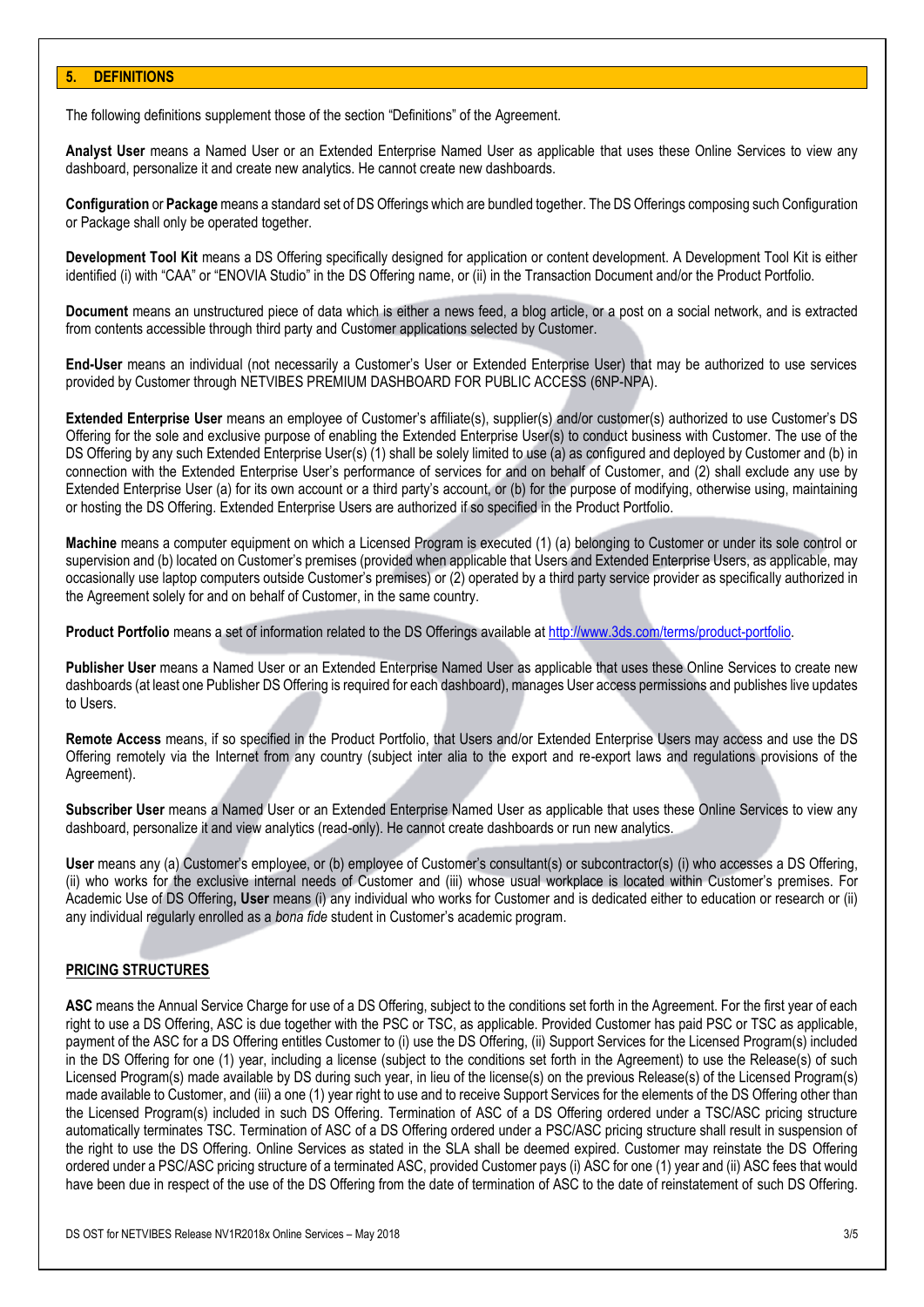## 5. DEFINITIONS

The following definitions supplement those of the section "Definitions" of the Agreement.

**Analyst User** means a Named User or an Extended Enterprise Named User as applicable that uses these Online Services to view any dashboard, personalize it and create new analytics. He cannot create new dashboards.

**Configuration** or **Package** means a standard set of DS Offerings which are bundled together. The DS Offerings composing such Configuration or Package shall only be operated together.

**Development Tool Kit** means a DS Offering specifically designed for application or content development. A Development Tool Kit is either identified (i) with "CAA" or "ENOVIA Studio" in the DS Offering name, or (ii) in the Transaction Document and/or the Product Portfolio.

**Document** means an unstructured piece of data which is either a news feed, a blog article, or a post on a social network, and is extracted from contents accessible through third party and Customer applications selected by Customer.

**End-User** means an individual (not necessarily a Customer's User or Extended Enterprise User) that may be authorized to use services provided by Customer through NETVIBES PREMIUM DASHBOARD FOR PUBLIC ACCESS (6NP-NPA).

**Extended Enterprise User** means an employee of Customer's affiliate(s), supplier(s) and/or customer(s) authorized to use Customer's DS Offering for the sole and exclusive purpose of enabling the Extended Enterprise User(s) to conduct business with Customer. The use of the DS Offering by any such Extended Enterprise User(s) (1) shall be solely limited to use (a) as configured and deployed by Customer and (b) in connection with the Extended Enterprise User's performance of services for and on behalf of Customer, and (2) shall exclude any use by Extended Enterprise User (a) for its own account or a third party's account, or (b) for the purpose of modifying, otherwise using, maintaining or hosting the DS Offering. Extended Enterprise Users are authorized if so specified in the Product Portfolio.

**Machine** means a computer equipment on which a Licensed Program is executed (1) (a) belonging to Customer or under its sole control or supervision and (b) located on Customer's premises (provided when applicable that Users and Extended Enterprise Users, as applicable, may occasionally use laptop computers outside Customer's premises) or (2) operated by a third party service provider as specifically authorized in the Agreement solely for and on behalf of Customer, in the same country.

**Product Portfolio** means a set of information related to the DS Offerings available at http://www.3ds.com/terms/product-portfolio.

**Publisher User** means a Named User or an Extended Enterprise Named User as applicable that uses these Online Services to create new dashboards (at least one Publisher DS Offering is required for each dashboard), manages User access permissions and publishes live updates to Users.

**Remote Access** means, if so specified in the Product Portfolio, that Users and/or Extended Enterprise Users may access and use the DS Offering remotely via the Internet from any country (subject inter alia to the export and re-export laws and regulations provisions of the Agreement).

**Subscriber User** means a Named User or an Extended Enterprise Named User as applicable that uses these Online Services to view any dashboard, personalize it and view analytics (read-only). He cannot create dashboards or run new analytics.

**User** means any (a) Customer's employee, or (b) employee of Customer's consultant(s) or subcontractor(s) (i) who accesses a DS Offering, (ii) who works for the exclusive internal needs of Customer and (iii) whose usual workplace is located within Customer's premises. For Academic Use of DS Offering**, User** means (i) any individual who works for Customer and is dedicated either to education or research or (ii) any individual regularly enrolled as a *bona fide* student in Customer's academic program.

**PRICING STRUCTURES**

**ASC** means the Annual Service Charge for use of a DS Offering, subject to the conditions set forth in the Agreement. For the first year of each right to use a DS Offering, ASC is due together with the PSC or TSC, as applicable. Provided Customer has paid PSC or TSC as applicable, payment of the ASC for a DS Offering entitles Customer to (i) use the DS Offering, (ii) Support Services for the Licensed Program(s) included in the DS Offering for one (1) year, including a license (subject to the conditions set forth in the Agreement) to use the Release(s) of such Licensed Program(s) made available by DS during such year, in lieu of the license(s) on the previous Release(s) of the Licensed Program(s) made available to Customer, and (iii) a one (1) year right to use and to receive Support Services for the elements of the DS Offering other than the Licensed Program(s) included in such DS Offering. Termination of ASC of a DS Offering ordered under a TSC/ASC pricing structure automatically terminates TSC. Termination of ASC of a DS Offering ordered under a PSC/ASC pricing structure shall result in suspension of the right to use the DS Offering. Online Services as stated in the SLA shall be deemed expired. Customer may reinstate the DS Offering ordered under a PSC/ASC pricing structure of a terminated ASC, provided Customer pays (i) ASC for one (1) year and (ii) ASC fees that would have been due in respect of the use of the DS Offering from the date of termination of ASC to the date of reinstatement of such DS Offering.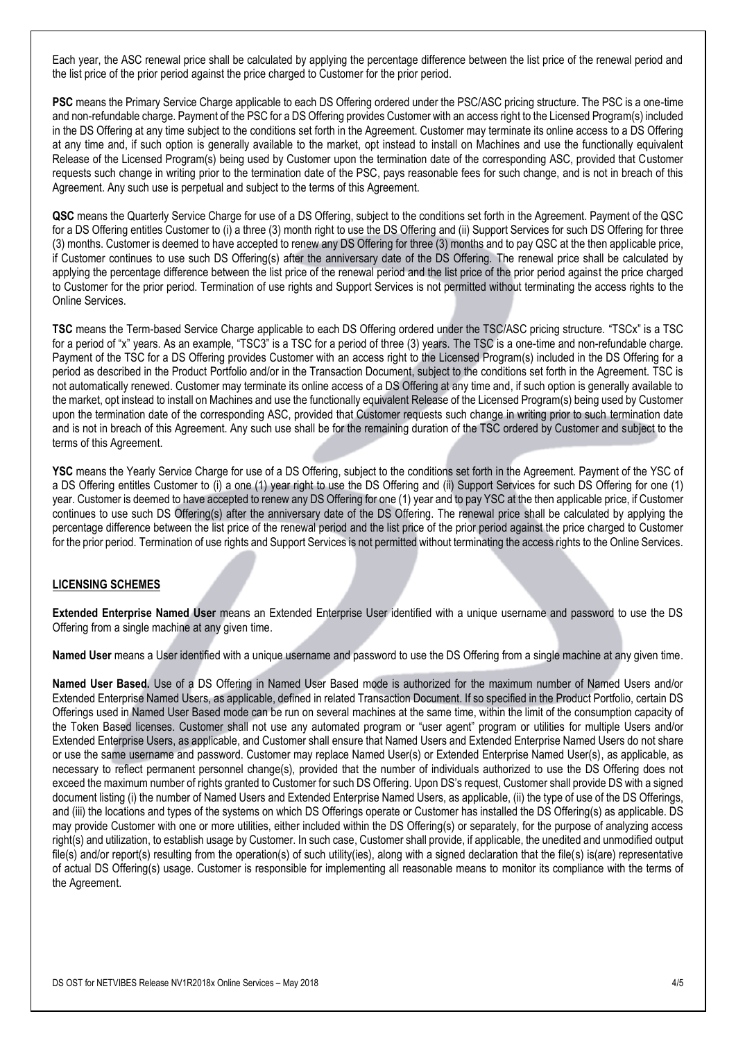Each year, the ASC renewal price shall be calculated by applying the percentage difference between the list price of the renewal period and the list price of the prior period against the price charged to Customer for the prior period.

**PSC** means the Primary Service Charge applicable to each DS Offering ordered under the PSC/ASC pricing structure. The PSC is a one-time and non-refundable charge. Payment of the PSC for a DS Offering provides Customer with an access right to the Licensed Program(s) included in the DS Offering at any time subject to the conditions set forth in the Agreement. Customer may terminate its online access to a DS Offering at any time and, if such option is generally available to the market, opt instead to install on Machines and use the functionally equivalent Release of the Licensed Program(s) being used by Customer upon the termination date of the corresponding ASC, provided that Customer requests such change in writing prior to the termination date of the PSC, pays reasonable fees for such change, and is not in breach of this Agreement. Any such use is perpetual and subject to the terms of this Agreement.

**QSC** means the Quarterly Service Charge for use of a DS Offering, subject to the conditions set forth in the Agreement. Payment of the QSC for a DS Offering entitles Customer to (i) a three (3) month right to use the DS Offering and (ii) Support Services for such DS Offering for three (3) months. Customer is deemed to have accepted to renew any DS Offering for three (3) months and to pay QSC at the then applicable price, if Customer continues to use such DS Offering(s) after the anniversary date of the DS Offering. The renewal price shall be calculated by applying the percentage difference between the list price of the renewal period and the list price of the prior period against the price charged to Customer for the prior period. Termination of use rights and Support Services is not permitted without terminating the access rights to the Online Services.

**TSC** means the Term-based Service Charge applicable to each DS Offering ordered under the TSC/ASC pricing structure. "TSCx" is a TSC for a period of "x" years. As an example, "TSC3" is a TSC for a period of three (3) years. The TSC is a one-time and non-refundable charge. Payment of the TSC for a DS Offering provides Customer with an access right to the Licensed Program(s) included in the DS Offering for a period as described in the Product Portfolio and/or in the Transaction Document, subject to the conditions set forth in the Agreement. TSC is not automatically renewed. Customer may terminate its online access of a DS Offering at any time and, if such option is generally available to the market, opt instead to install on Machines and use the functionally equivalent Release of the Licensed Program(s) being used by Customer upon the termination date of the corresponding ASC, provided that Customer requests such change in writing prior to such termination date and is not in breach of this Agreement. Any such use shall be for the remaining duration of the TSC ordered by Customer and subject to the terms of this Agreement.

**YSC** means the Yearly Service Charge for use of a DS Offering, subject to the conditions set forth in the Agreement. Payment of the YSC of a DS Offering entitles Customer to (i) a one (1) year right to use the DS Offering and (ii) Support Services for such DS Offering for one (1) year. Customer is deemed to have accepted to renew any DS Offering for one (1) year and to pay YSC at the then applicable price, if Customer continues to use such DS Offering(s) after the anniversary date of the DS Offering. The renewal price shall be calculated by applying the percentage difference between the list price of the renewal period and the list price of the prior period against the price charged to Customer for the prior period. Termination of use rights and Support Services is not permitted without terminating the access rights to the Online Services.

## LICENSING SCHEMES

**Extended Enterprise Named User** means an Extended Enterprise User identified with a unique username and password to use the DS Offering from a single machine at any given time.

**Named User** means a User identified with a unique username and password to use the DS Offering from a single machine at any given time.

**Named User Based.** Use of a DS Offering in Named User Based mode is authorized for the maximum number of Named Users and/or Extended Enterprise Named Users, as applicable, defined in related Transaction Document. If so specified in the Product Portfolio, certain DS Offerings used in Named User Based mode can be run on several machines at the same time, within the limit of the consumption capacity of the Token Based licenses. Customer shall not use any automated program or "user agent" program or utilities for multiple Users and/or Extended Enterprise Users, as applicable, and Customer shall ensure that Named Users and Extended Enterprise Named Users do not share or use the same username and password. Customer may replace Named User(s) or Extended Enterprise Named User(s), as applicable, as necessary to reflect permanent personnel change(s), provided that the number of individuals authorized to use the DS Offering does not exceed the maximum number of rights granted to Customer for such DS Offering. Upon DS's request, Customer shall provide DS with a signed document listing (i) the number of Named Users and Extended Enterprise Named Users, as applicable, (ii) the type of use of the DS Offerings, and (iii) the locations and types of the systems on which DS Offerings operate or Customer has installed the DS Offering(s) as applicable. DS may provide Customer with one or more utilities, either included within the DS Offering(s) or separately, for the purpose of analyzing access right(s) and utilization, to establish usage by Customer. In such case, Customer shall provide, if applicable, the unedited and unmodified output file(s) and/or report(s) resulting from the operation(s) of such utility(ies), along with a signed declaration that the file(s) is(are) representative of actual DS Offering(s) usage. Customer is responsible for implementing all reasonable means to monitor its compliance with the terms of the Agreement.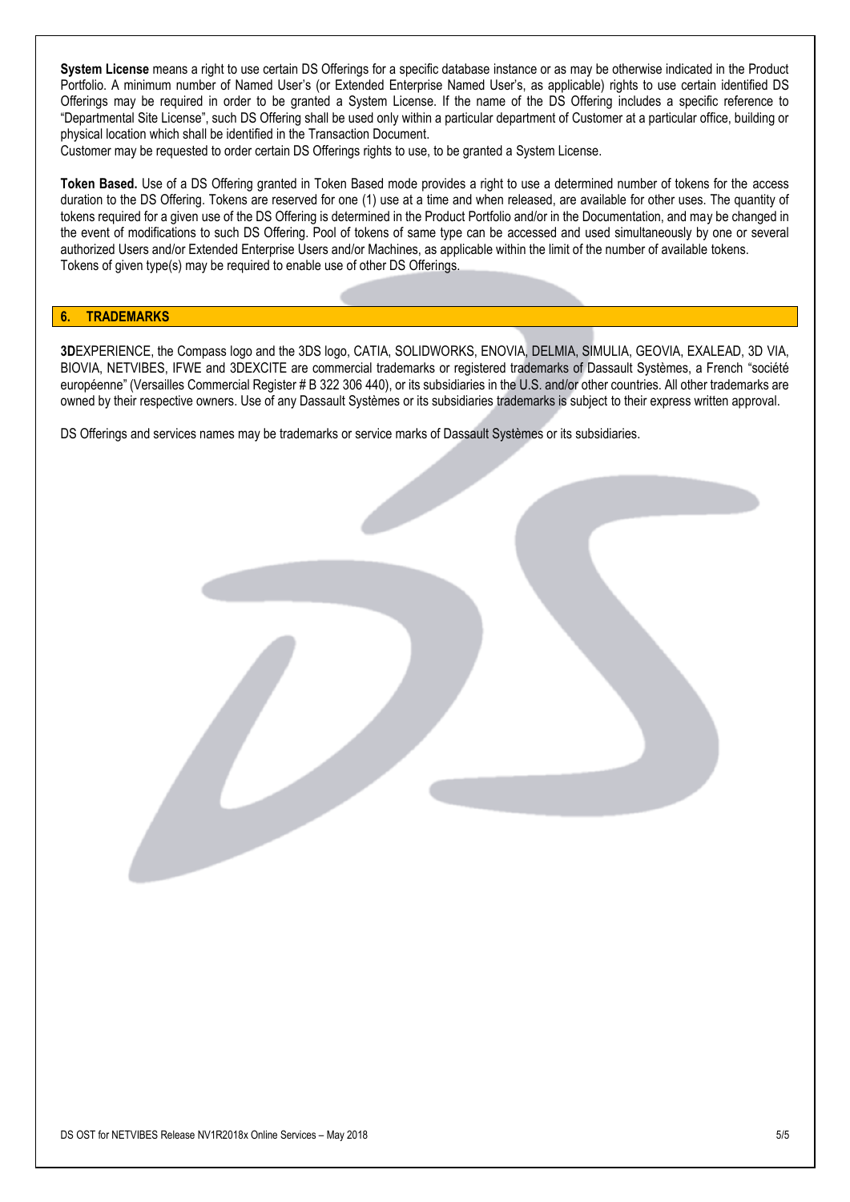**System License** means a right to use certain DS Offerings for a specific database instance or as may be otherwise indicated in the Product Portfolio. A minimum number of Named User's (or Extended Enterprise Named User's, as applicable) rights to use certain identified DS Offerings may be required in order to be granted a System License. If the name of the DS Offering includes a specific reference to "Departmental Site License", such DS Offering shall be used only within a particular department of Customer at a particular office, building or physical location which shall be identified in the Transaction Document.
Customer may be requested to order certain DS Offerings rights to use, to be granted a System License.

**Token Based.** Use of a DS Offering granted in Token Based mode provides a right to use a determined number of tokens for the access duration to the DS Offering. Tokens are reserved for one (1) use at a time and when released, are available for other uses. The quantity of tokens required for a given use of the DS Offering is determined in the Product Portfolio and/or in the Documentation, and may be changed in the event of modifications to such DS Offering. Pool of tokens of same type can be accessed and used simultaneously by one or several authorized Users and/or Extended Enterprise Users and/or Machines, as applicable within the limit of the number of available tokens.
Tokens of given type(s) may be required to enable use of other DS Offerings.

## 6. TRADEMARKS

**3D**EXPERIENCE, the Compass logo and the 3DS logo, CATIA, SOLIDWORKS, ENOVIA, DELMIA, SIMULIA, GEOVIA, EXALEAD, 3D VIA, BIOVIA, NETVIBES, IFWE and 3DEXCITE are commercial trademarks or registered trademarks of Dassault Systèmes, a French "société européenne" (Versailles Commercial Register # B 322 306 440), or its subsidiaries in the U.S. and/or other countries. All other trademarks are owned by their respective owners. Use of any Dassault Systèmes or its subsidiaries trademarks is subject to their express written approval.

DS Offerings and services names may be trademarks or service marks of Dassault Systèmes or its subsidiaries.